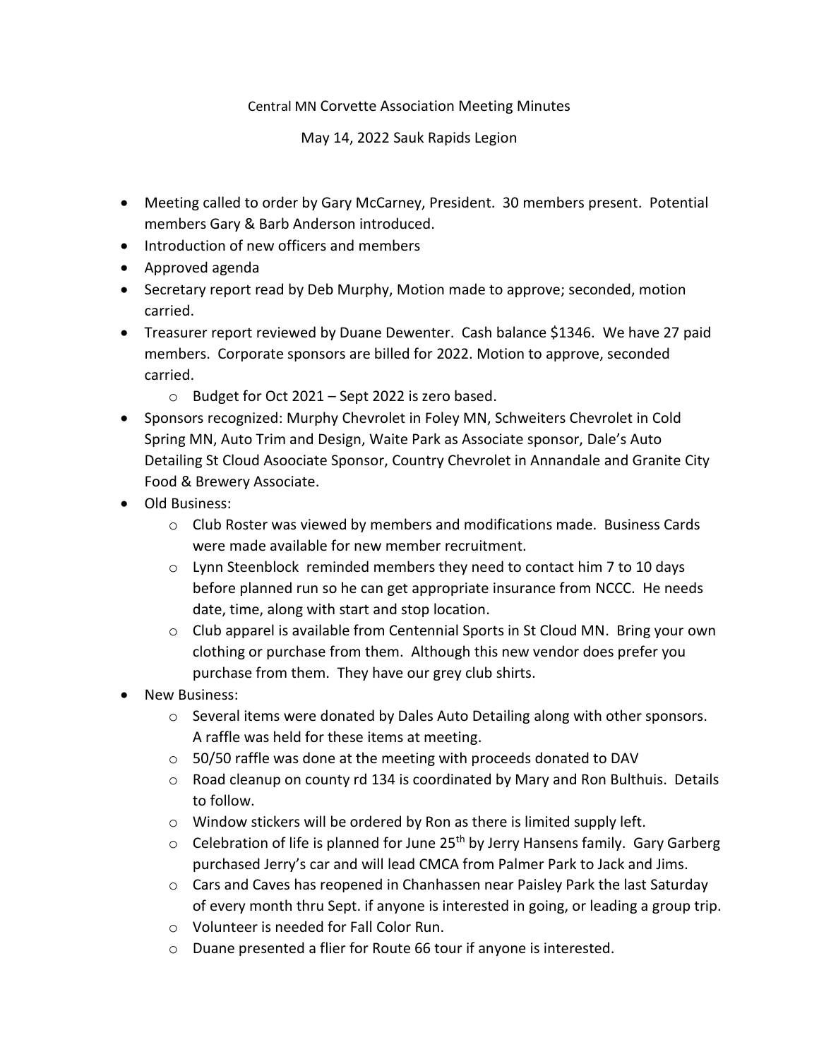Central MN Corvette Association Meeting Minutes

May 14, 2022 Sauk Rapids Legion

- Meeting called to order by Gary McCarney, President. 30 members present. Potential members Gary & Barb Anderson introduced.
- Introduction of new officers and members
- Approved agenda
- Secretary report read by Deb Murphy, Motion made to approve; seconded, motion carried.
- Treasurer report reviewed by Duane Dewenter. Cash balance $1346. We have 27 paid members. Corporate sponsors are billed for 2022. Motion to approve, seconded carried.
  - Budget for Oct 2021 – Sept 2022 is zero based.
- Sponsors recognized: Murphy Chevrolet in Foley MN, Schweiters Chevrolet in Cold Spring MN, Auto Trim and Design, Waite Park as Associate sponsor, Dale's Auto Detailing St Cloud Asoociate Sponsor, Country Chevrolet in Annandale and Granite City Food & Brewery Associate.
- Old Business:
  - Club Roster was viewed by members and modifications made. Business Cards were made available for new member recruitment.
  - Lynn Steenblock reminded members they need to contact him 7 to 10 days before planned run so he can get appropriate insurance from NCCC. He needs date, time, along with start and stop location.
  - Club apparel is available from Centennial Sports in St Cloud MN. Bring your own clothing or purchase from them. Although this new vendor does prefer you purchase from them. They have our grey club shirts.
- New Business:
  - Several items were donated by Dales Auto Detailing along with other sponsors. A raffle was held for these items at meeting.
  - 50/50 raffle was done at the meeting with proceeds donated to DAV
  - Road cleanup on county rd 134 is coordinated by Mary and Ron Bulthuis. Details to follow.
  - Window stickers will be ordered by Ron as there is limited supply left.
  - Celebration of life is planned for June 25th by Jerry Hansens family. Gary Garberg purchased Jerry's car and will lead CMCA from Palmer Park to Jack and Jims.
  - Cars and Caves has reopened in Chanhassen near Paisley Park the last Saturday of every month thru Sept. if anyone is interested in going, or leading a group trip.
  - Volunteer is needed for Fall Color Run.
  - Duane presented a flier for Route 66 tour if anyone is interested.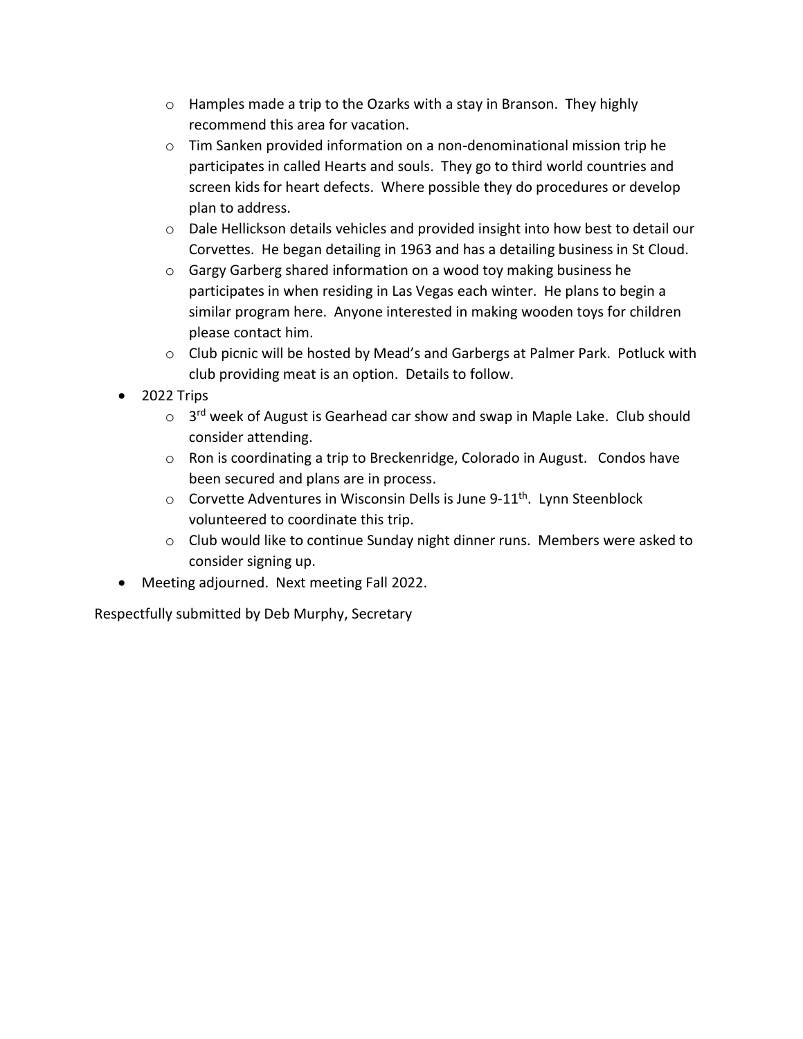- Hamples made a trip to the Ozarks with a stay in Branson. They highly recommend this area for vacation.
    - Tim Sanken provided information on a non-denominational mission trip he participates in called Hearts and souls. They go to third world countries and screen kids for heart defects. Where possible they do procedures or develop plan to address.
    - Dale Hellickson details vehicles and provided insight into how best to detail our Corvettes. He began detailing in 1963 and has a detailing business in St Cloud.
    - Gargy Garberg shared information on a wood toy making business he participates in when residing in Las Vegas each winter. He plans to begin a similar program here. Anyone interested in making wooden toys for children please contact him.
    - Club picnic will be hosted by Mead's and Garbergs at Palmer Park. Potluck with club providing meat is an option. Details to follow.
- 2022 Trips
    - 3rd week of August is Gearhead car show and swap in Maple Lake. Club should consider attending.
    - Ron is coordinating a trip to Breckenridge, Colorado in August. Condos have been secured and plans are in process.
    - Corvette Adventures in Wisconsin Dells is June 9-11th. Lynn Steenblock volunteered to coordinate this trip.
    - Club would like to continue Sunday night dinner runs. Members were asked to consider signing up.
- Meeting adjourned. Next meeting Fall 2022.

Respectfully submitted by Deb Murphy, Secretary